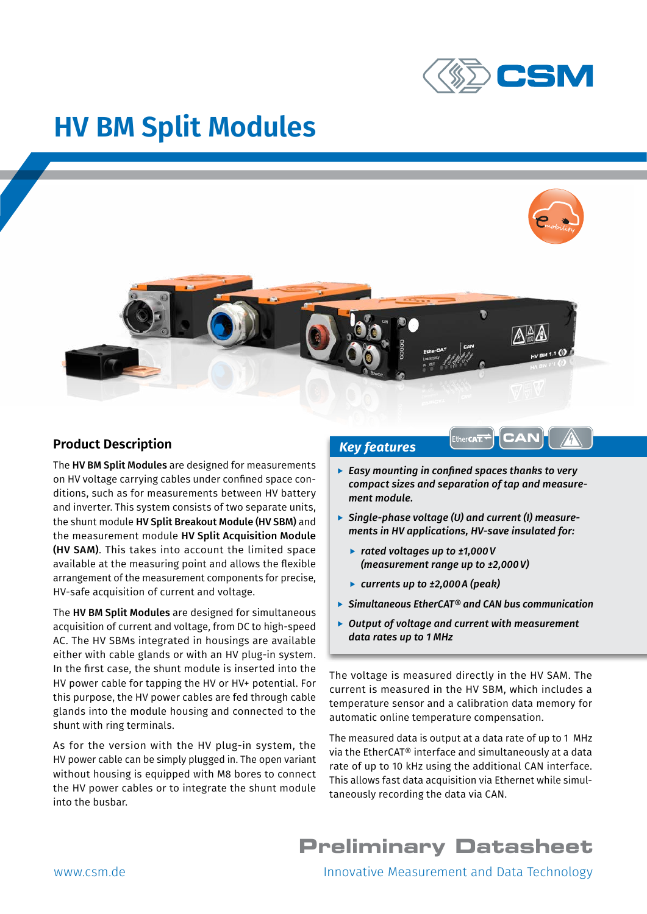# HV BM Split Modules

## Product Description

The **HV BM Split Modules** are designed for measurements on HV voltage carrying cables under confined space conditions, such as for measurements between HV battery and inverter. This system consists of two separate units, the shunt module **HV Split Breakout Module (HV SBM)** and the measurement module **HV Split Acquisition Module (HV SAM)**. This takes into account the limited space available at the measuring point and allows the flexible arrangement of the measurement components for precise, HV-safe acquisition of current and voltage.

The **HV BM Split Modules** are designed for simultaneous acquisition of current and voltage, from DC to high-speed AC. The HV SBMs integrated in housings are available either with cable glands or with an HV plug-in system. In the first case, the shunt module is inserted into the HV power cable for tapping the HV or HV+ potential. For this purpose, the HV power cables are fed through cable glands into the module housing and connected to the shunt with ring terminals.

As for the version with the HV plug-in system, the HV power cable can be simply plugged in. The open variant without housing is equipped with M8 bores to connect the HV power cables or to integrate the shunt module into the busbar.

## Key features

- ***Easy mounting in confined spaces thanks to very compact sizes and separation of tap and measurement module.***
- ***Single-phase voltage (U) and current (I) measurements in HV applications, HV-save insulated for:***
  - ***rated voltages up to ±1,000 V (measurement range up to ±2,000 V)***
  - ***currents up to ±2,000 A (peak)***
- ***Simultaneous EtherCAT® and CAN bus communication***
- ***Output of voltage and current with measurement data rates up to 1 MHz***

The voltage is measured directly in the HV SAM. The current is measured in the HV SBM, which includes a temperature sensor and a calibration data memory for automatic online temperature compensation.

The measured data is output at a data rate of up to 1 MHz via the EtherCAT® interface and simultaneously at a data rate of up to 10 kHz using the additional CAN interface. This allows fast data acquisition via Ethernet while simultaneously recording the data via CAN.

**Preliminary Datasheet**

www.csm.de

Innovative Measurement and Data Technology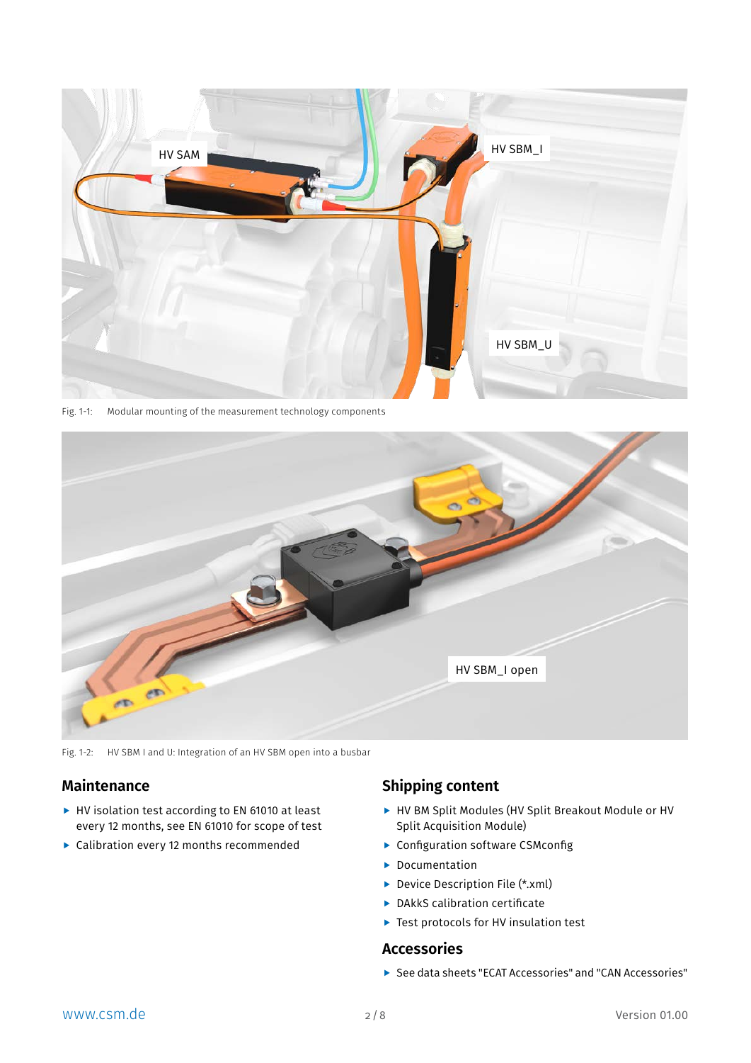Fig. 1-1: Modular mounting of the measurement technology components

Fig. 1-2: HV SBM I and U: Integration of an HV SBM open into a busbar

## Maintenance

- HV isolation test according to EN 61010 at least every 12 months, see EN 61010 for scope of test
- Calibration every 12 months recommended

## Shipping content

- HV BM Split Modules (HV Split Breakout Module or HV Split Acquisition Module)
- Configuration software CSMconfig
- Documentation
- Device Description File (*.xml)
- DAkkS calibration certificate
- Test protocols for HV insulation test

## Accessories

- See data sheets "ECAT Accessories" and "CAN Accessories"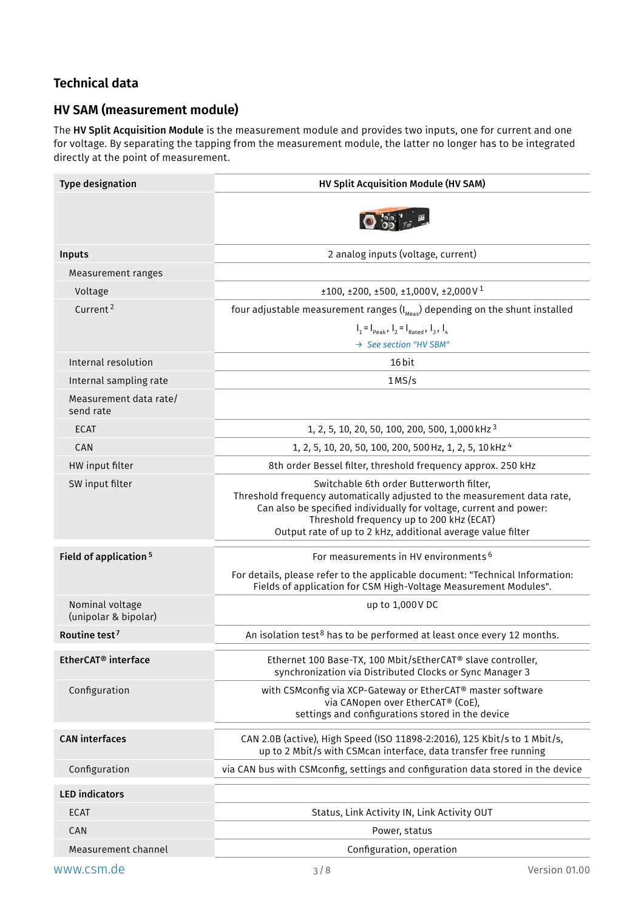## Technical data

### HV SAM (measurement module)

The **HV Split Acquisition Module** is the measurement module and provides two inputs, one for current and one for voltage. By separating the tapping from the measurement module, the latter no longer has to be integrated directly at the point of measurement.

| Type designation | HV Split Acquisition Module (HV SAM) |
|---|---|
| | |
| **Inputs** | 2 analog inputs (voltage, current) |
| Measurement ranges | |
| Voltage | ±100, ±200, ±500, ±1,000 V, ±2,000 V [1] |
| Current [2] | four adjustable measurement ranges ($I_{Meas}$) depending on the shunt installed<br>$I_1 = I_{Peak}$, $I_2 = I_{Rated}$, $I_3$, $I_4$<br>→ *See section "HV SBM"* |
| Internal resolution | 16 bit |
| Internal sampling rate | 1 MS/s |
| Measurement data rate/ send rate | |
| ECAT | 1, 2, 5, 10, 20, 50, 100, 200, 500, 1,000 kHz [3] |
| CAN | 1, 2, 5, 10, 20, 50, 100, 200, 500 Hz, 1, 2, 5, 10 kHz [4] |
| HW input filter | 8th order Bessel filter, threshold frequency approx. 250 kHz |
| SW input filter | Switchable 6th order Butterworth filter,<br>Threshold frequency automatically adjusted to the measurement data rate,<br>Can also be specified individually for voltage, current and power:<br>Threshold frequency up to 200 kHz (ECAT)<br>Output rate of up to 2 kHz, additional average value filter |
| **Field of application** [5] | For measurements in HV environments [6]<br>For details, please refer to the applicable document: "Technical Information: Fields of application for CSM High-Voltage Measurement Modules". |
| Nominal voltage (unipolar & bipolar) | up to 1,000 V DC |
| **Routine test** [7] | An isolation test [8] has to be performed at least once every 12 months. |
| **EtherCAT® interface** | Ethernet 100 Base-TX, 100 Mbit/sEtherCAT® slave controller,<br>synchronization via Distributed Clocks or Sync Manager 3 |
| Configuration | with CSMconfig via XCP-Gateway or EtherCAT® master software<br>via CANopen over EtherCAT® (CoE),<br>settings and configurations stored in the device |
| **CAN interfaces** | CAN 2.0B (active), High Speed (ISO 11898-2:2016), 125 Kbit/s to 1 Mbit/s,<br>up to 2 Mbit/s with CSMcan interface, data transfer free running |
| Configuration | via CAN bus with CSMconfig, settings and configuration data stored in the device |
| **LED indicators** | |
| ECAT | Status, Link Activity IN, Link Activity OUT |
| CAN | Power, status |
| Measurement channel | Configuration, operation |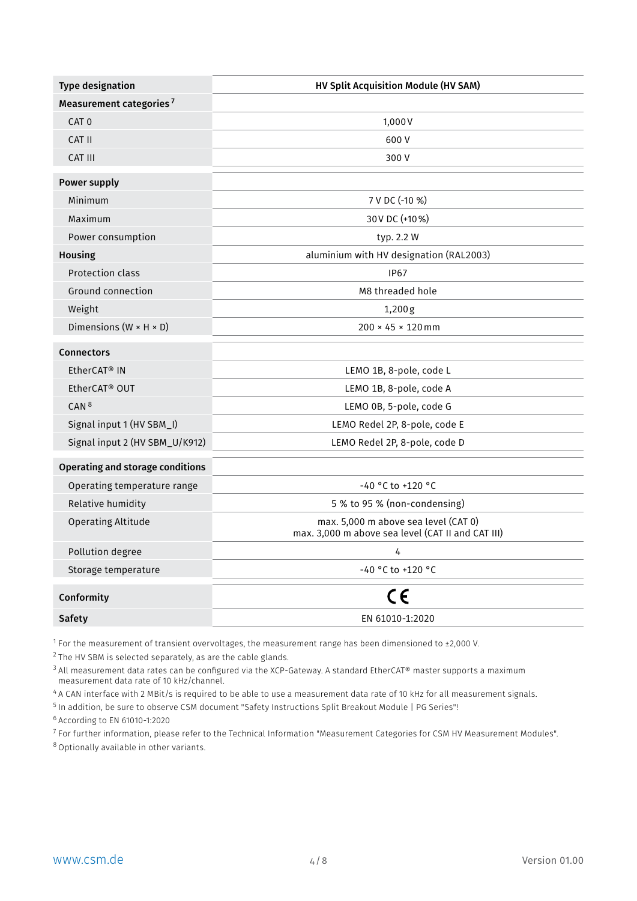| Type designation | HV Split Acquisition Module (HV SAM) |
| --- | --- |
| **Measurement categories** [7] | |
| CAT 0 | 1,000 V |
| CAT II | 600 V |
| CAT III | 300 V |
| **Power supply** | |
| Minimum | 7 V DC (-10 %) |
| Maximum | 30 V DC (+10 %) |
| Power consumption | typ. 2.2 W |
| **Housing** | aluminium with HV designation (RAL2003) |
| Protection class | IP67 |
| Ground connection | M8 threaded hole |
| Weight | 1,200 g |
| Dimensions (W × H × D) | 200 × 45 × 120 mm |
| **Connectors** | |
| EtherCAT® IN | LEMO 1B, 8-pole, code L |
| EtherCAT® OUT | LEMO 1B, 8-pole, code A |
| CAN [8] | LEMO 0B, 5-pole, code G |
| Signal input 1 (HV SBM_I) | LEMO Redel 2P, 8-pole, code E |
| Signal input 2 (HV SBM_U/K912) | LEMO Redel 2P, 8-pole, code D |
| **Operating and storage conditions** | |
| Operating temperature range | -40 °C to +120 °C |
| Relative humidity | 5 % to 95 % (non-condensing) |
| Operating Altitude | max. 5,000 m above sea level (CAT 0)<br>max. 3,000 m above sea level (CAT II and CAT III) |
| Pollution degree | 4 |
| Storage temperature | -40 °C to +120 °C |
| **Conformity** | CE |
| **Safety** | EN 61010-1:2020 |

[1] For the measurement of transient overvoltages, the measurement range has been dimensioned to ±2,000 V.

[2] The HV SBM is selected separately, as are the cable glands.

[3] All measurement data rates can be configured via the XCP-Gateway. A standard EtherCAT® master supports a maximum measurement data rate of 10 kHz/channel.

[4] A CAN interface with 2 MBit/s is required to be able to use a measurement data rate of 10 kHz for all measurement signals.

[5] In addition, be sure to observe CSM document "Safety Instructions Split Breakout Module | PG Series"!

[6] According to EN 61010-1:2020

[7] For further information, please refer to the Technical Information "Measurement Categories for CSM HV Measurement Modules".

[8] Optionally available in other variants.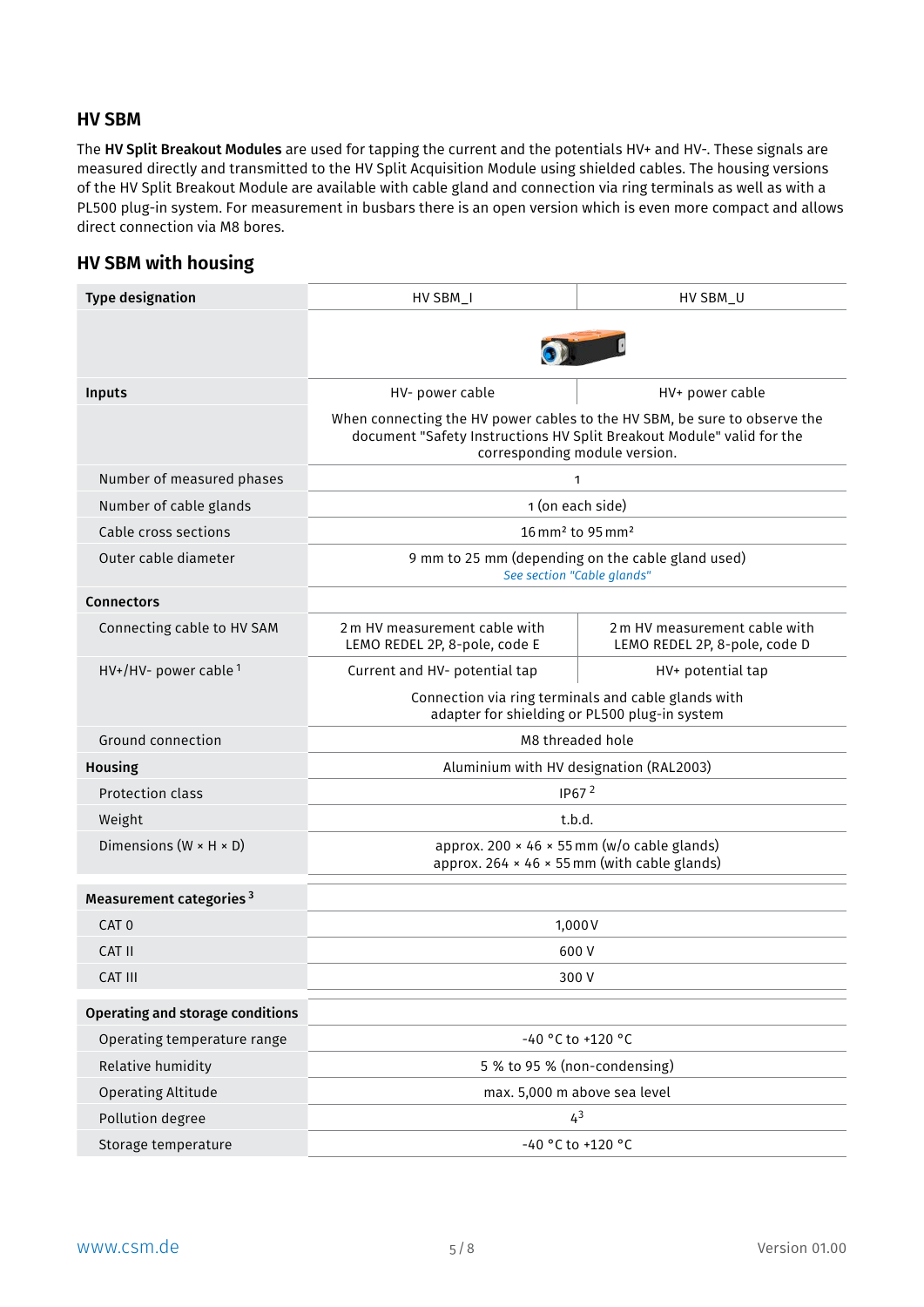## HV SBM

The **HV Split Breakout Modules** are used for tapping the current and the potentials HV+ and HV-. These signals are measured directly and transmitted to the HV Split Acquisition Module using shielded cables. The housing versions of the HV Split Breakout Module are available with cable gland and connection via ring terminals as well as with a PL500 plug-in system. For measurement in busbars there is an open version which is even more compact and allows direct connection via M8 bores.

## HV SBM with housing

| **Type designation** | HV SBM_I | HV SBM_U |
|---|---|---|
| | | |
| **Inputs** | HV- power cable | HV+ power cable |
| | When connecting the HV power cables to the HV SBM, be sure to observe the document "Safety Instructions HV Split Breakout Module" valid for the corresponding module version. | |
| Number of measured phases | 1 | |
| Number of cable glands | 1 (on each side) | |
| Cable cross sections | 16 mm² to 95 mm² | |
| Outer cable diameter | 9 mm to 25 mm (depending on the cable gland used) *See section "Cable glands"* | |
| **Connectors** | | |
| Connecting cable to HV SAM | 2 m HV measurement cable with LEMO REDEL 2P, 8-pole, code E | 2 m HV measurement cable with LEMO REDEL 2P, 8-pole, code D |
| HV+/HV- power cable [1] | Current and HV- potential tap | HV+ potential tap |
| | Connection via ring terminals and cable glands with adapter for shielding or PL500 plug-in system | |
| Ground connection | M8 threaded hole | |
| **Housing** | Aluminium with HV designation (RAL2003) | |
| Protection class | IP67 [2] | |
| Weight | t.b.d. | |
| Dimensions (W × H × D) | approx. 200 × 46 × 55 mm (w/o cable glands) approx. 264 × 46 × 55 mm (with cable glands) | |
| **Measurement categories** [3] | | |
| CAT 0 | 1,000 V | |
| CAT II | 600 V | |
| CAT III | 300 V | |
| **Operating and storage conditions** | | |
| Operating temperature range | -40 °C to +120 °C | |
| Relative humidity | 5 % to 95 % (non-condensing) | |
| Operating Altitude | max. 5,000 m above sea level | |
| Pollution degree | 4 [3] | |
| Storage temperature | -40 °C to +120 °C | |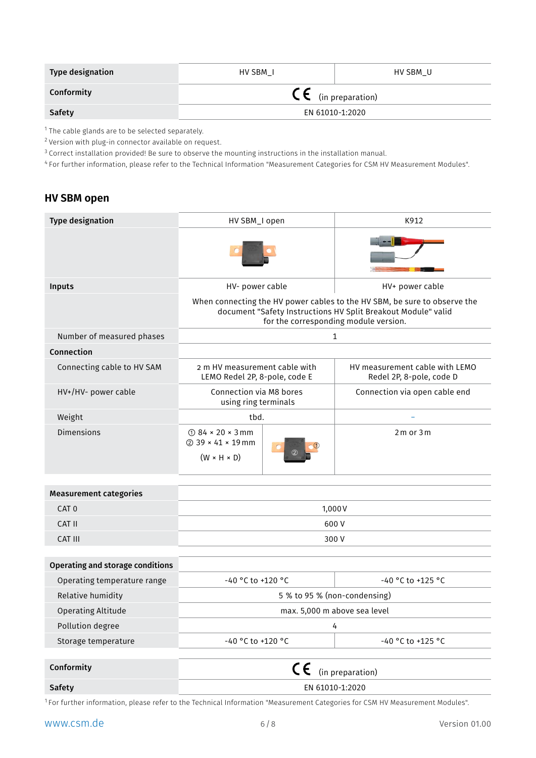| Type designation | HV SBM_I | HV SBM_U |
|---|---|---|
| Conformity | CE (in preparation) | |
| Safety | EN 61010-1:2020 | |

[1] The cable glands are to be selected separately.
[2] Version with plug-in connector available on request.
[3] Correct installation provided! Be sure to observe the mounting instructions in the installation manual.
[4] For further information, please refer to the Technical Information "Measurement Categories for CSM HV Measurement Modules".

## HV SBM open

| Type designation | HV SBM_I open | K912 |
|---|---|---|
| | | |
| **Inputs** | HV- power cable | HV+ power cable |
| | When connecting the HV power cables to the HV SBM, be sure to observe the document "Safety Instructions HV Split Breakout Module" valid for the corresponding module version. | |
| Number of measured phases | 1 | |
| **Connection** | | |
| Connecting cable to HV SAM | 2 m HV measurement cable with LEMO Redel 2P, 8-pole, code E | HV measurement cable with LEMO Redel 2P, 8-pole, code D |
| HV+/HV- power cable | Connection via M8 bores using ring terminals | Connection via open cable end |
| Weight | tbd. | – |
| Dimensions | ① 84 × 20 × 3 mm<br>② 39 × 41 × 19 mm<br>(W × H × D) | 2 m or 3 m |

| Measurement categories | |
|---|---|
| CAT 0 | 1,000 V |
| CAT II | 600 V |
| CAT III | 300 V |

| Operating and storage conditions | | |
|---|---|---|
| Operating temperature range | -40 °C to +120 °C | -40 °C to +125 °C |
| Relative humidity | 5 % to 95 % (non-condensing) | |
| Operating Altitude | max. 5,000 m above sea level | |
| Pollution degree | 4 | |
| Storage temperature | -40 °C to +120 °C | -40 °C to +125 °C |

| Conformity | CE (in preparation) |
|---|---|
| Safety | EN 61010-1:2020 |

[1] For further information, please refer to the Technical Information "Measurement Categories for CSM HV Measurement Modules".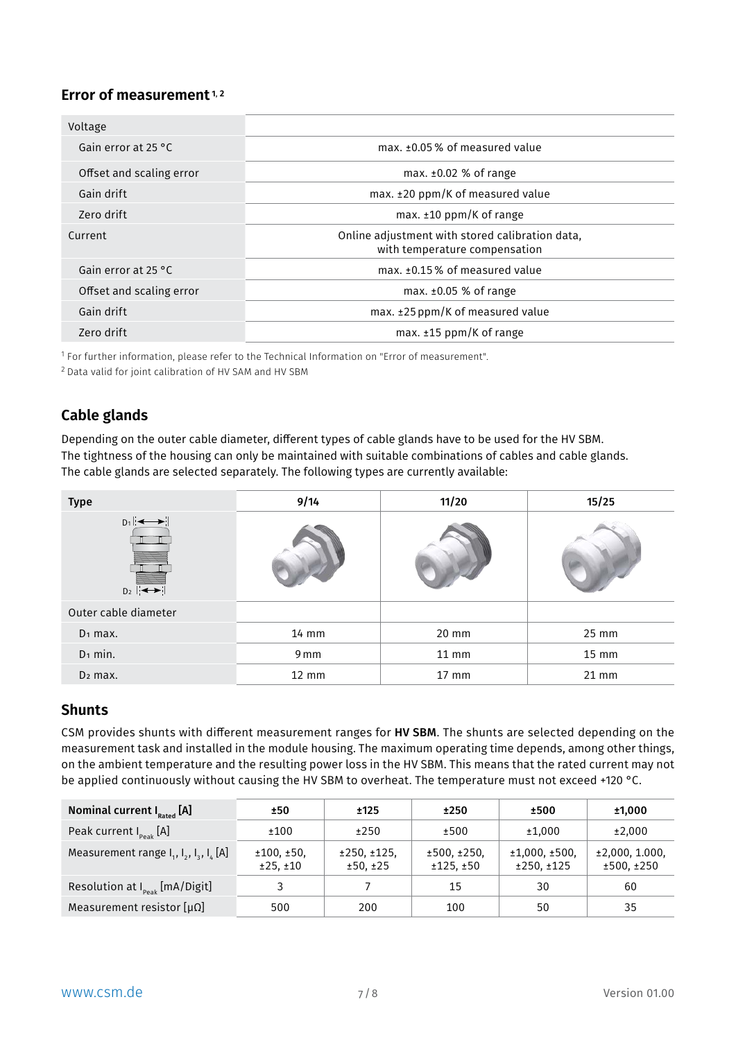## Error of measurement [1, 2]

| Voltage | |
|---|---|
| Gain error at 25 °C | max. ±0.05 % of measured value |
| Offset and scaling error | max. ±0.02 % of range |
| Gain drift | max. ±20 ppm/K of measured value |
| Zero drift | max. ±10 ppm/K of range |
| Current | Online adjustment with stored calibration data, with temperature compensation |
| Gain error at 25 °C | max. ±0.15 % of measured value |
| Offset and scaling error | max. ±0.05 % of range |
| Gain drift | max. ±25 ppm/K of measured value |
| Zero drift | max. ±15 ppm/K of range |

[1] For further information, please refer to the Technical Information on "Error of measurement".
[2] Data valid for joint calibration of HV SAM and HV SBM

## Cable glands

Depending on the outer cable diameter, different types of cable glands have to be used for the HV SBM. The tightness of the housing can only be maintained with suitable combinations of cables and cable glands. The cable glands are selected separately. The following types are currently available:

| Type | 9/14 | 11/20 | 15/25 |
|---|---|---|---|
| $D_1$ / $D_2$ | | | |
| Outer cable diameter | | | |
| $D_1$ max. | 14 mm | 20 mm | 25 mm |
| $D_1$ min. | 9 mm | 11 mm | 15 mm |
| $D_2$ max. | 12 mm | 17 mm | 21 mm |

## Shunts

CSM provides shunts with different measurement ranges for **HV SBM**. The shunts are selected depending on the measurement task and installed in the module housing. The maximum operating time depends, among other things, on the ambient temperature and the resulting power loss in the HV SBM. This means that the rated current may not be applied continuously without causing the HV SBM to overheat. The temperature must not exceed +120 °C.

| **Nominal current $I_{Rated}$ [A]** | **±50** | **±125** | **±250** | **±500** | **±1,000** |
|---|---|---|---|---|---|
| Peak current $I_{Peak}$ [A] | ±100 | ±250 | ±500 | ±1,000 | ±2,000 |
| Measurement range $I_1$, $I_2$, $I_3$, $I_4$ [A] | ±100, ±50, ±25, ±10 | ±250, ±125, ±50, ±25 | ±500, ±250, ±125, ±50 | ±1,000, ±500, ±250, ±125 | ±2,000, 1.000, ±500, ±250 |
| Resolution at $I_{Peak}$ [mA/Digit] | 3 | 7 | 15 | 30 | 60 |
| Measurement resistor [μΩ] | 500 | 200 | 100 | 50 | 35 |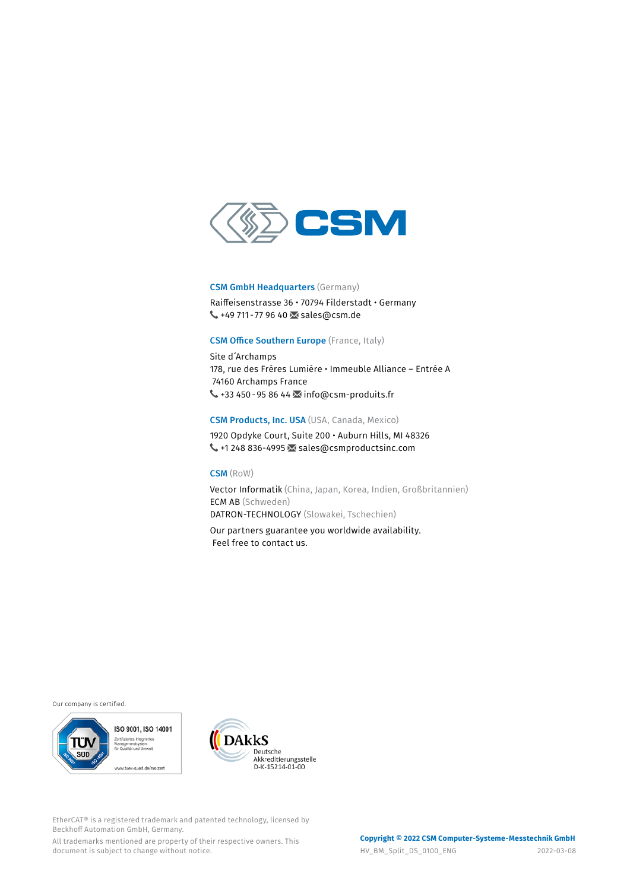**CSM GmbH Headquarters** (Germany)

Raiffeisenstrasse 36 • 70794 Filderstadt • Germany
+49 711-77 96 40 sales@csm.de

**CSM Office Southern Europe** (France, Italy)

Site d´Archamps
178, rue des Frères Lumière • Immeuble Alliance – Entrée A
74160 Archamps France
+33 450-95 86 44 info@csm-produits.fr

**CSM Products, Inc. USA** (USA, Canada, Mexico)

1920 Opdyke Court, Suite 200 • Auburn Hills, MI 48326
+1 248 836-4995 sales@csmproductsinc.com

**CSM** (RoW)

Vector Informatik (China, Japan, Korea, Indien, Großbritannien)
ECM AB (Schweden)
DATRON-TECHNOLOGY (Slowakei, Tschechien)

Our partners guarantee you worldwide availability.
Feel free to contact us.

Our company is certified.

ISO 9001, ISO 14001
Zertifiziertes Integriertes Managementsystem für Qualität und Umwelt
www.tuev-sued.de/ms-zert

DAkkS
Deutsche Akkreditierungsstelle
D-K-15214-01-00

EtherCAT® is a registered trademark and patented technology, licensed by Beckhoff Automation GmbH, Germany.

All trademarks mentioned are property of their respective owners. This document is subject to change without notice.

**Copyright © 2022 CSM Computer-Systeme-Messtechnik GmbH**

HV_BM_Split_DS_0100_ENG 2022-03-08